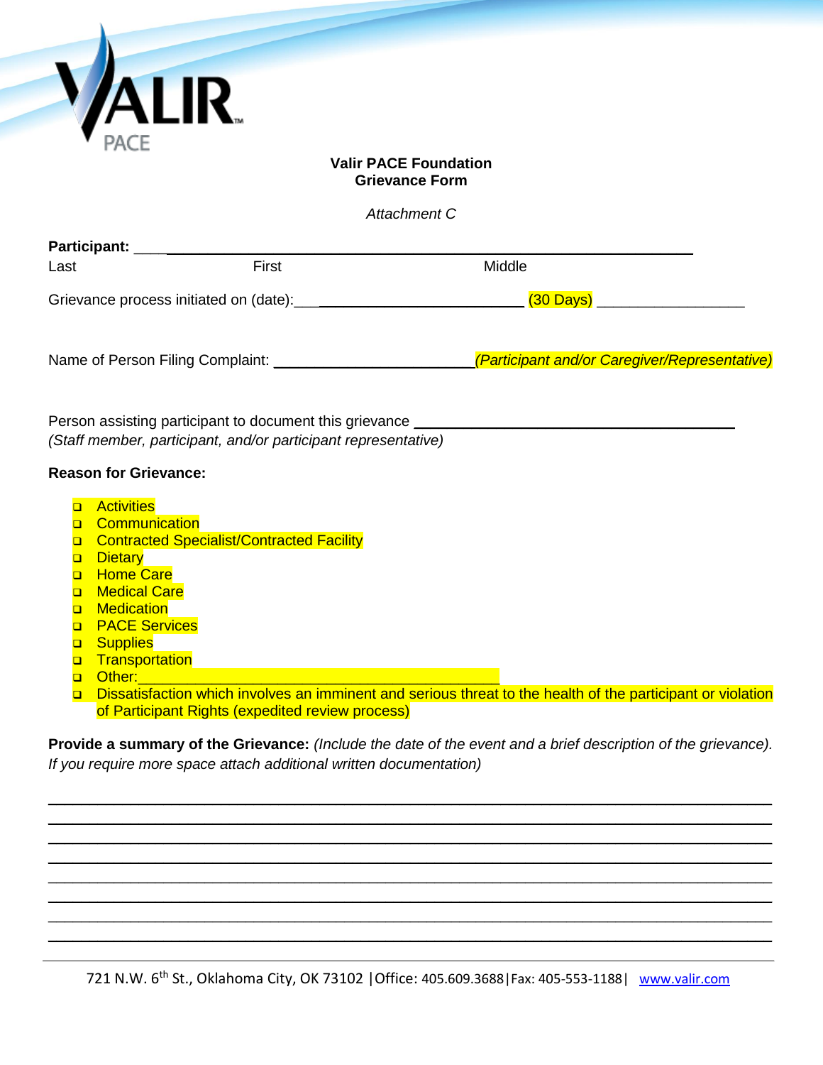**Valir PACE Foundation**
**Grievance Form**

*Attachment C*

**Participant:** ____________________________________________________________

Last First Middle

Grievance process initiated on (date):_____________________________ (30 Days) __________________

Name of Person Filing Complaint: _________________________ *(Participant and/or Caregiver/Representative)*

Person assisting participant to document this grievance ________________________________________
*(Staff member, participant, and/or participant representative)*

**Reason for Grievance:**

- ❑ Activities
- ❑ Communication
- ❑ Contracted Specialist/Contracted Facility
- ❑ Dietary
- ❑ Home Care
- ❑ Medical Care
- ❑ Medication
- ❑ PACE Services
- ❑ Supplies
- ❑ Transportation
- ❑ Other:_____________________________________________
- ❑ Dissatisfaction which involves an imminent and serious threat to the health of the participant or violation of Participant Rights (expedited review process)

**Provide a summary of the Grievance:** *(Include the date of the event and a brief description of the grievance). If you require more space attach additional written documentation)*

______________________________________________________________________________

______________________________________________________________________________

______________________________________________________________________________

______________________________________________________________________________

______________________________________________________________________________

______________________________________________________________________________

______________________________________________________________________________

______________________________________________________________________________

721 N.W. 6th St., Oklahoma City, OK 73102 |Office: 405.609.3688|Fax: 405-553-1188| www.valir.com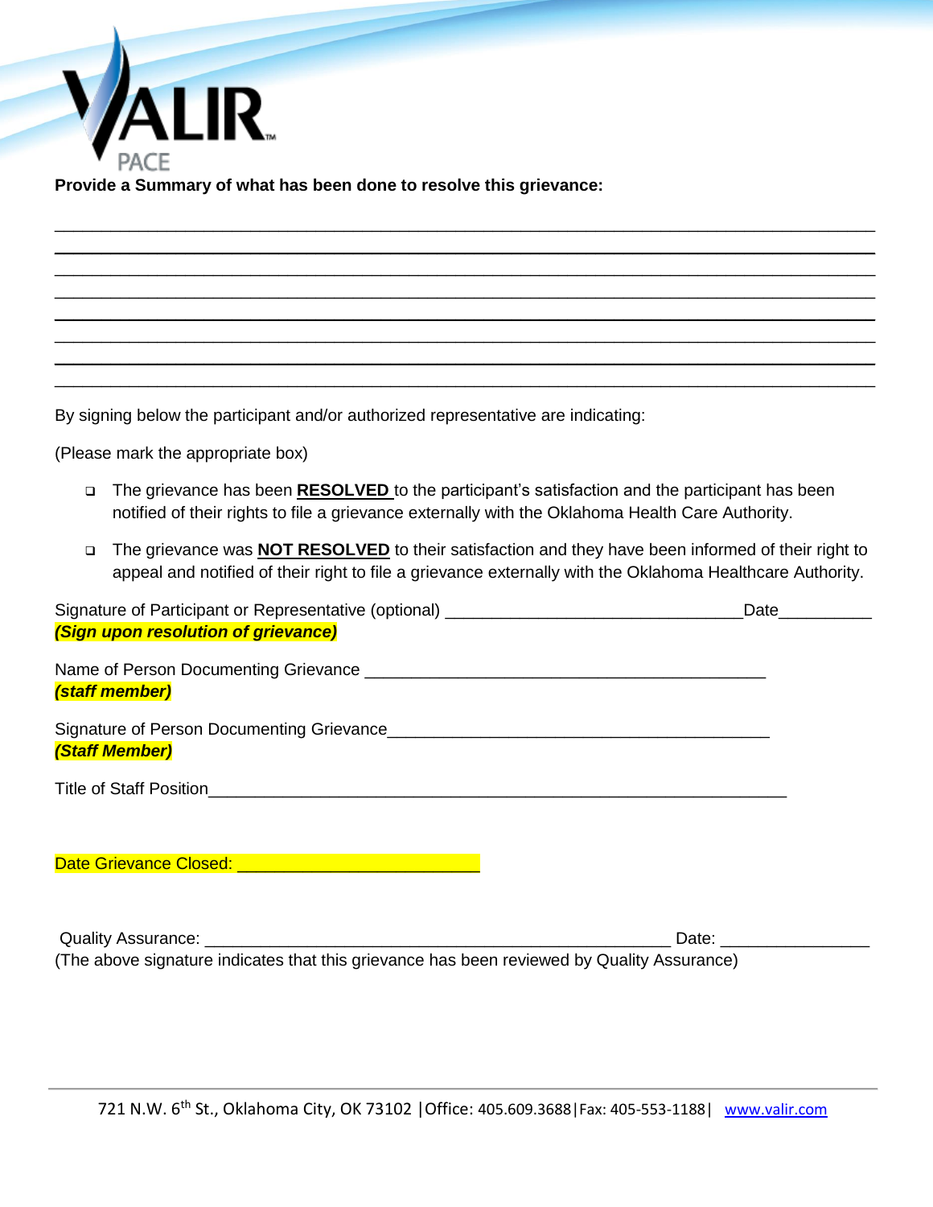**Provide a Summary of what has been done to resolve this grievance:**

_______________________________________________________________________________
_______________________________________________________________________________
_______________________________________________________________________________
_______________________________________________________________________________
_______________________________________________________________________________
_______________________________________________________________________________
_______________________________________________________________________________
_______________________________________________________________________________

By signing below the participant and/or authorized representative are indicating:

(Please mark the appropriate box)

- ☐ The grievance has been **RESOLVED** to the participant's satisfaction and the participant has been notified of their rights to file a grievance externally with the Oklahoma Health Care Authority.
- ☐ The grievance was **NOT RESOLVED** to their satisfaction and they have been informed of their right to appeal and notified of their right to file a grievance externally with the Oklahoma Healthcare Authority.

Signature of Participant or Representative (optional) _______________________________Date__________
***(Sign upon resolution of grievance)***

Name of Person Documenting Grievance ___________________________________________
***(staff member)***

Signature of Person Documenting Grievance__________________________________________
***(Staff Member)***

Title of Staff Position_________________________________________________________

Date Grievance Closed: ___________________________

Quality Assurance: ____________________________________________________ Date: _______________
(The above signature indicates that this grievance has been reviewed by Quality Assurance)

721 N.W. 6th St., Oklahoma City, OK 73102 |Office: 405.609.3688|Fax: 405-553-1188| www.valir.com